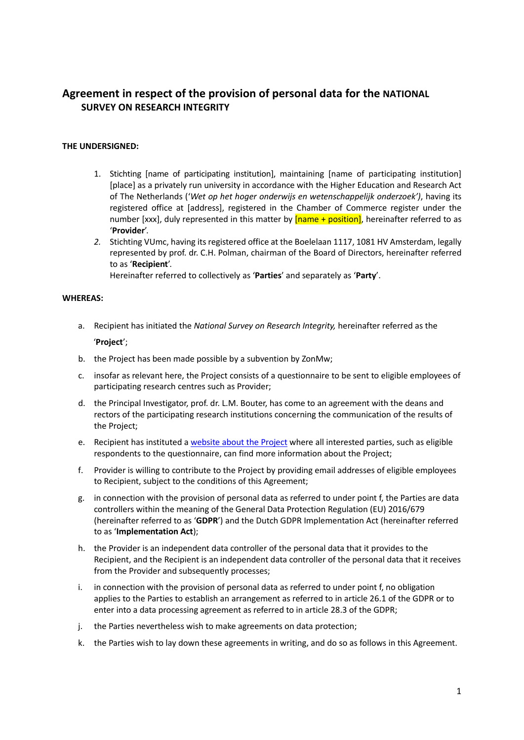# Agreement in respect of the provision of personal data for the NATIONAL SURVEY ON RESEARCH INTEGRITY

**THE UNDERSIGNED:**

1. Stichting [name of participating institution], maintaining [name of participating institution] [place] as a privately run university in accordance with the Higher Education and Research Act of The Netherlands (‘*Wet op het hoger onderwijs en wetenschappelijk onderzoek’)*, having its registered office at [address], registered in the Chamber of Commerce register under the number [xxx], duly represented in this matter by [name + position], hereinafter referred to as ‘**Provider**’.
2. Stichting VUmc, having its registered office at the Boelelaan 1117, 1081 HV Amsterdam, legally represented by prof. dr. C.H. Polman, chairman of the Board of Directors, hereinafter referred to as ‘**Recipient**’.
   Hereinafter referred to collectively as ‘**Parties**’ and separately as ‘**Party**’.

**WHEREAS:**

a. Recipient has initiated the *National Survey on Research Integrity,* hereinafter referred to as the ‘**Project**’;

b. the Project has been made possible by a subvention by ZonMw;

c. insofar as relevant here, the Project consists of a questionnaire to be sent to eligible employees of participating research centres such as Provider;

d. the Principal Investigator, prof. dr. L.M. Bouter, has come to an agreement with the deans and rectors of the participating research institutions concerning the communication of the results of the Project;

e. Recipient has instituted a website about the Project where all interested parties, such as eligible respondents to the questionnaire, can find more information about the Project;

f. Provider is willing to contribute to the Project by providing email addresses of eligible employees to Recipient, subject to the conditions of this Agreement;

g. in connection with the provision of personal data as referred to under point f, the Parties are data controllers within the meaning of the General Data Protection Regulation (EU) 2016/679 (hereinafter referred to as ‘**GDPR**’) and the Dutch GDPR Implementation Act (hereinafter referred to as ‘**Implementation Act**’);

h. the Provider is an independent data controller of the personal data that it provides to the Recipient, and the Recipient is an independent data controller of the personal data that it receives from the Provider and subsequently processes;

i. in connection with the provision of personal data as referred to under point f, no obligation applies to the Parties to establish an arrangement as referred to in article 26.1 of the GDPR or to enter into a data processing agreement as referred to in article 28.3 of the GDPR;

j. the Parties nevertheless wish to make agreements on data protection;

k. the Parties wish to lay down these agreements in writing, and do so as follows in this Agreement.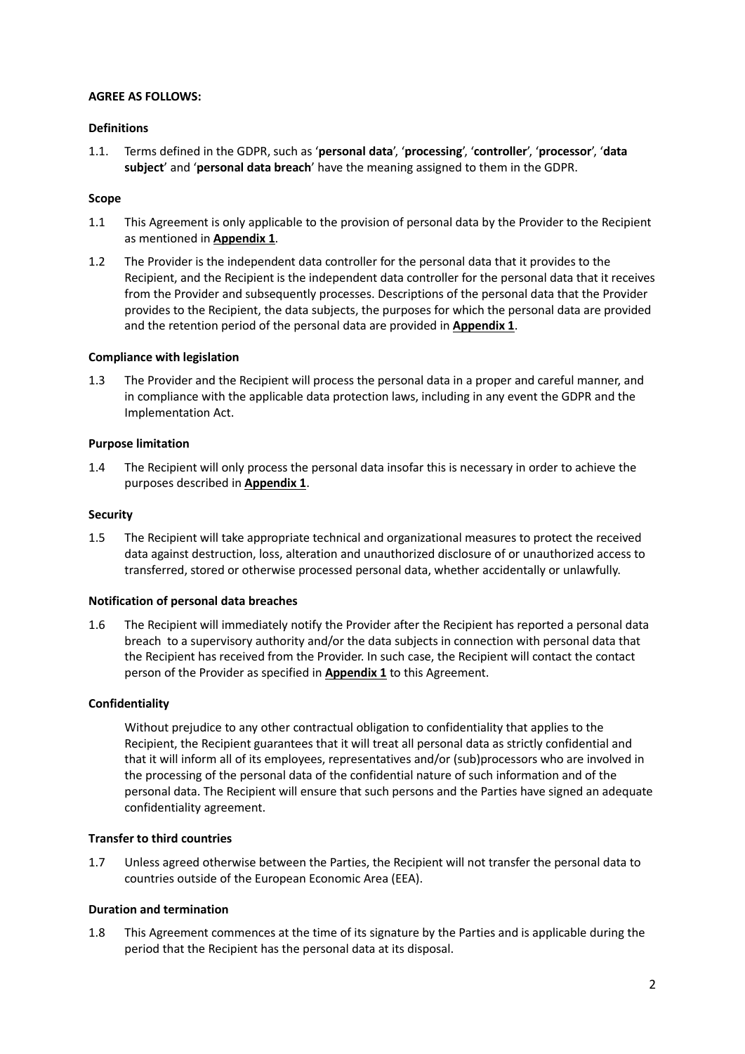**AGREE AS FOLLOWS:**

**Definitions**

1.1. Terms defined in the GDPR, such as '**personal data**', '**processing**', '**controller**', '**processor**', '**data subject**' and '**personal data breach**' have the meaning assigned to them in the GDPR.

**Scope**

1.1 This Agreement is only applicable to the provision of personal data by the Provider to the Recipient as mentioned in **Appendix 1**.

1.2 The Provider is the independent data controller for the personal data that it provides to the Recipient, and the Recipient is the independent data controller for the personal data that it receives from the Provider and subsequently processes. Descriptions of the personal data that the Provider provides to the Recipient, the data subjects, the purposes for which the personal data are provided and the retention period of the personal data are provided in **Appendix 1**.

**Compliance with legislation**

1.3 The Provider and the Recipient will process the personal data in a proper and careful manner, and in compliance with the applicable data protection laws, including in any event the GDPR and the Implementation Act.

**Purpose limitation**

1.4 The Recipient will only process the personal data insofar this is necessary in order to achieve the purposes described in **Appendix 1**.

**Security**

1.5 The Recipient will take appropriate technical and organizational measures to protect the received data against destruction, loss, alteration and unauthorized disclosure of or unauthorized access to transferred, stored or otherwise processed personal data, whether accidentally or unlawfully.

**Notification of personal data breaches**

1.6 The Recipient will immediately notify the Provider after the Recipient has reported a personal data breach to a supervisory authority and/or the data subjects in connection with personal data that the Recipient has received from the Provider. In such case, the Recipient will contact the contact person of the Provider as specified in **Appendix 1** to this Agreement.

**Confidentiality**

Without prejudice to any other contractual obligation to confidentiality that applies to the Recipient, the Recipient guarantees that it will treat all personal data as strictly confidential and that it will inform all of its employees, representatives and/or (sub)processors who are involved in the processing of the personal data of the confidential nature of such information and of the personal data. The Recipient will ensure that such persons and the Parties have signed an adequate confidentiality agreement.

**Transfer to third countries**

1.7 Unless agreed otherwise between the Parties, the Recipient will not transfer the personal data to countries outside of the European Economic Area (EEA).

**Duration and termination**

1.8 This Agreement commences at the time of its signature by the Parties and is applicable during the period that the Recipient has the personal data at its disposal.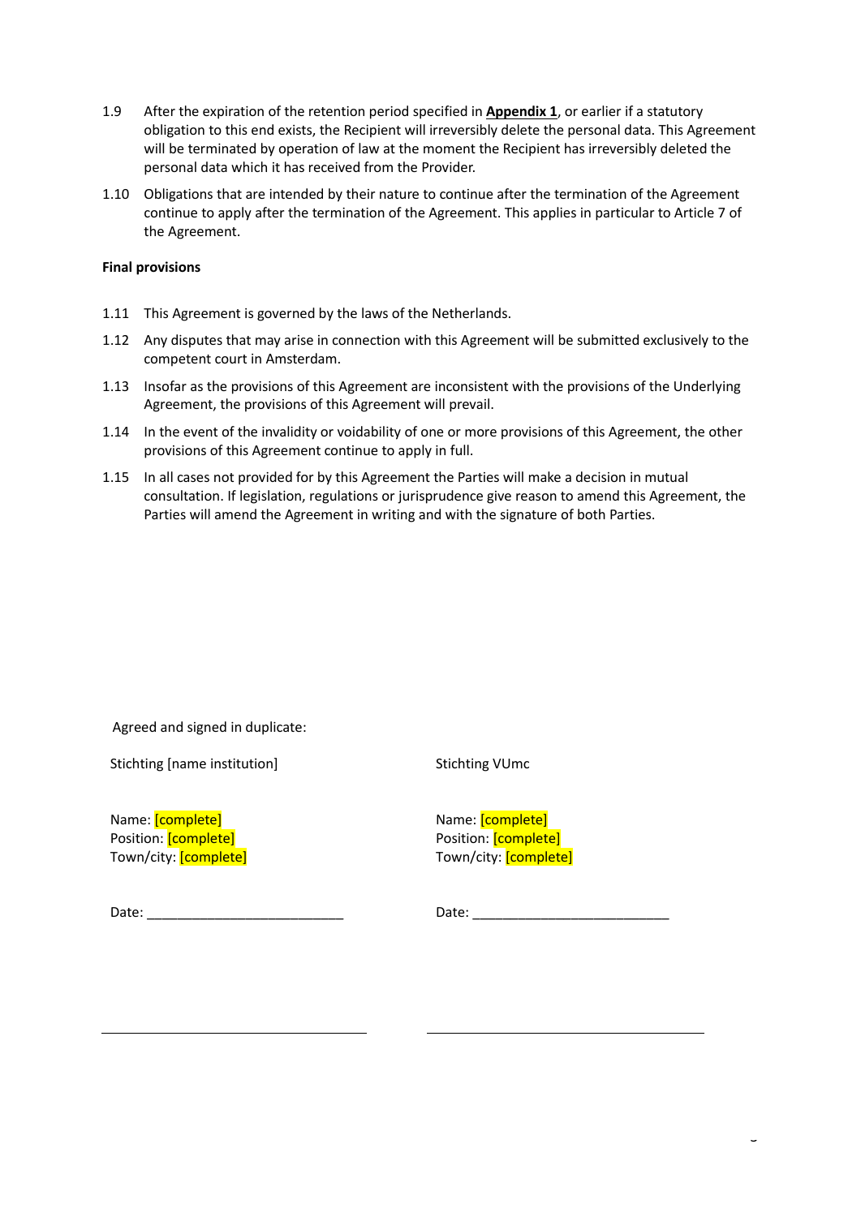1.9 After the expiration of the retention period specified in **Appendix 1**, or earlier if a statutory obligation to this end exists, the Recipient will irreversibly delete the personal data. This Agreement will be terminated by operation of law at the moment the Recipient has irreversibly deleted the personal data which it has received from the Provider.

1.10 Obligations that are intended by their nature to continue after the termination of the Agreement continue to apply after the termination of the Agreement. This applies in particular to Article 7 of the Agreement.

**Final provisions**

1.11 This Agreement is governed by the laws of the Netherlands.

1.12 Any disputes that may arise in connection with this Agreement will be submitted exclusively to the competent court in Amsterdam.

1.13 Insofar as the provisions of this Agreement are inconsistent with the provisions of the Underlying Agreement, the provisions of this Agreement will prevail.

1.14 In the event of the invalidity or voidability of one or more provisions of this Agreement, the other provisions of this Agreement continue to apply in full.

1.15 In all cases not provided for by this Agreement the Parties will make a decision in mutual consultation. If legislation, regulations or jurisprudence give reason to amend this Agreement, the Parties will amend the Agreement in writing and with the signature of both Parties.

Agreed and signed in duplicate:

Stichting [name institution]

Name: [complete]
Position: [complete]
Town/city: [complete]

Date: __________________________

\_\_\_\_\_\_\_\_\_\_\_\_\_\_\_\_\_\_\_\_\_\_\_\_\_\_\_\_\_\_\_\_\_\_

Stichting VUmc

Name: [complete]
Position: [complete]
Town/city: [complete]

Date: __________________________

\_\_\_\_\_\_\_\_\_\_\_\_\_\_\_\_\_\_\_\_\_\_\_\_\_\_\_\_\_\_\_\_\_\_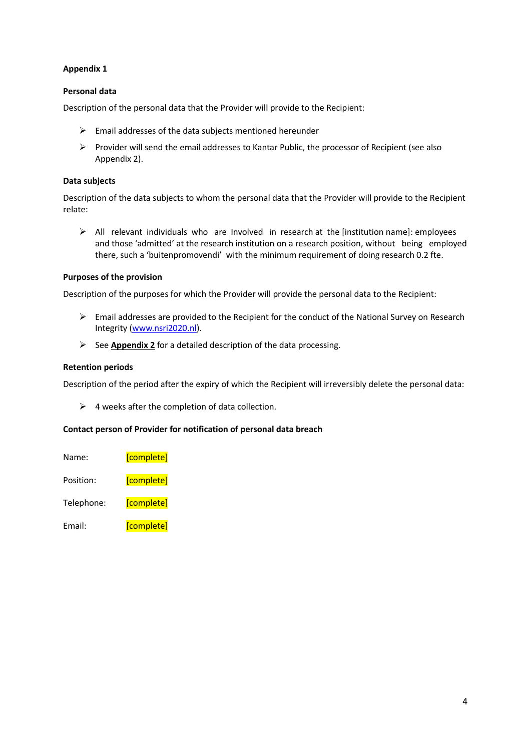# Appendix 1

## Personal data

Description of the personal data that the Provider will provide to the Recipient:

- Email addresses of the data subjects mentioned hereunder
- Provider will send the email addresses to Kantar Public, the processor of Recipient (see also Appendix 2).

## Data subjects

Description of the data subjects to whom the personal data that the Provider will provide to the Recipient relate:

- All relevant individuals who are Involved in research at the [institution name]: employees and those 'admitted' at the research institution on a research position, without being employed there, such a 'buitenpromovendi' with the minimum requirement of doing research 0.2 fte.

## Purposes of the provision

Description of the purposes for which the Provider will provide the personal data to the Recipient:

- Email addresses are provided to the Recipient for the conduct of the National Survey on Research Integrity (www.nsri2020.nl).
- See **Appendix 2** for a detailed description of the data processing.

## Retention periods

Description of the period after the expiry of which the Recipient will irreversibly delete the personal data:

- 4 weeks after the completion of data collection.

## Contact person of Provider for notification of personal data breach

Name: [complete]

Position: [complete]

Telephone: [complete]

Email: [complete]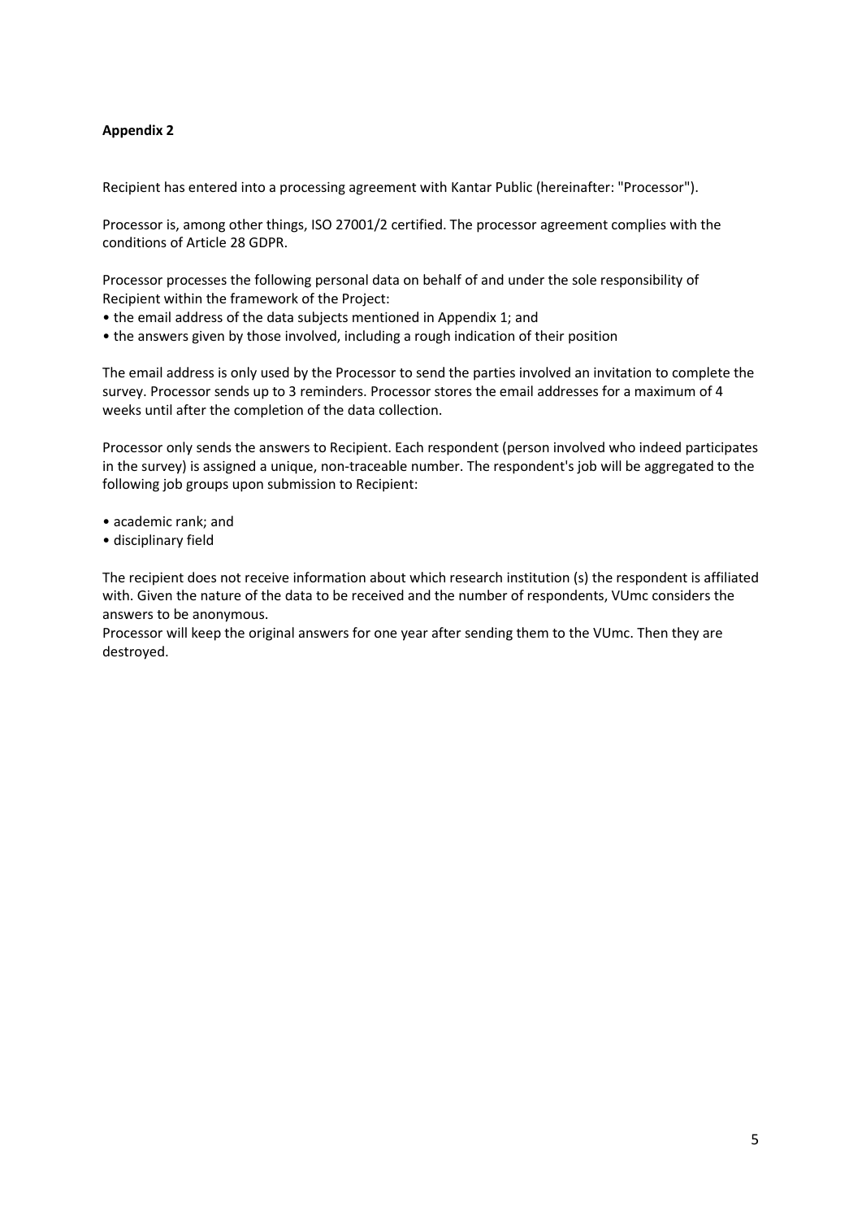**Appendix 2**

Recipient has entered into a processing agreement with Kantar Public (hereinafter: "Processor").

Processor is, among other things, ISO 27001/2 certified. The processor agreement complies with the conditions of Article 28 GDPR.

Processor processes the following personal data on behalf of and under the sole responsibility of Recipient within the framework of the Project:

- the email address of the data subjects mentioned in Appendix 1; and
- the answers given by those involved, including a rough indication of their position

The email address is only used by the Processor to send the parties involved an invitation to complete the survey. Processor sends up to 3 reminders. Processor stores the email addresses for a maximum of 4 weeks until after the completion of the data collection.

Processor only sends the answers to Recipient. Each respondent (person involved who indeed participates in the survey) is assigned a unique, non-traceable number. The respondent's job will be aggregated to the following job groups upon submission to Recipient:

- academic rank; and
- disciplinary field

The recipient does not receive information about which research institution (s) the respondent is affiliated with. Given the nature of the data to be received and the number of respondents, VUmc considers the answers to be anonymous.
Processor will keep the original answers for one year after sending them to the VUmc. Then they are destroyed.